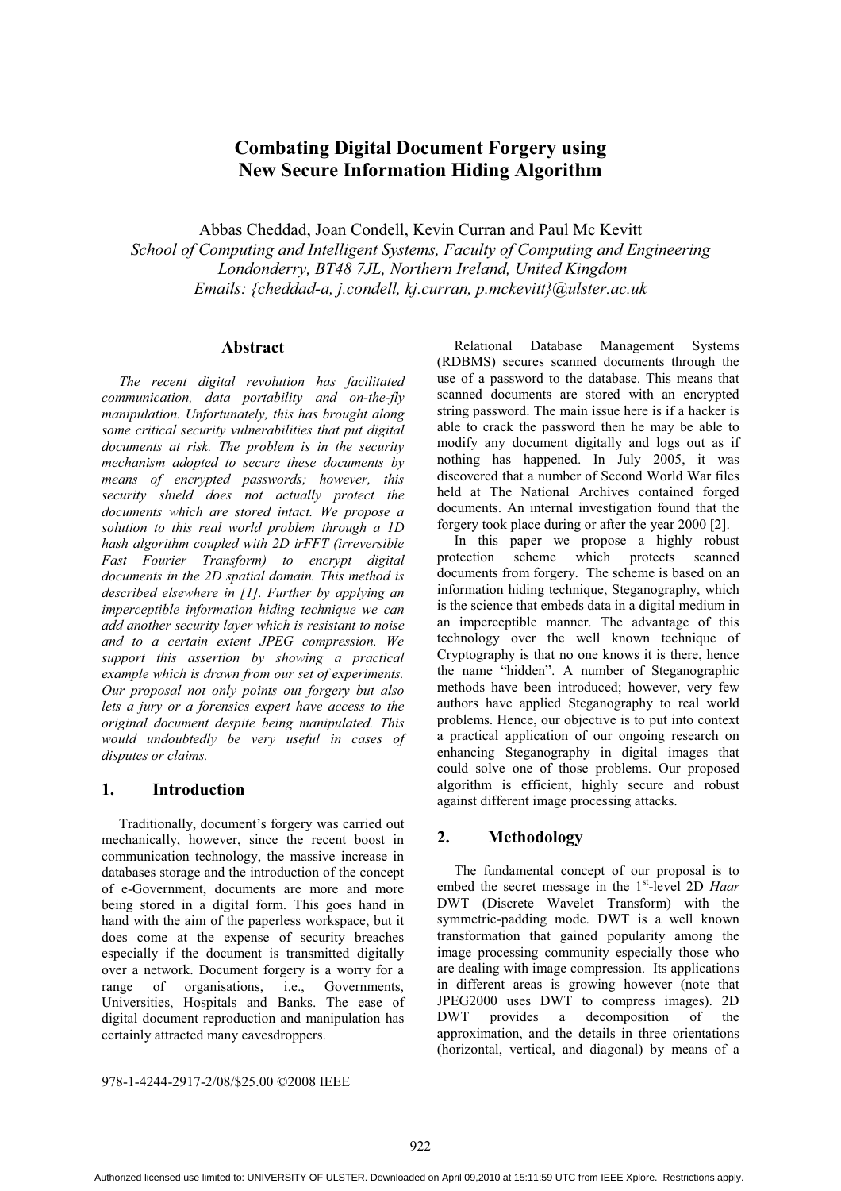# Combating Digital Document Forgery using New Secure Information Hiding Algorithm

Abbas Cheddad, Joan Condell, Kevin Curran and Paul Mc Kevitt

*School of Computing and Intelligent Systems, Faculty of Computing and Engineering*
*Londonderry, BT48 7JL, Northern Ireland, United Kingdom*
*Emails: {cheddad-a, j.condell, kj.curran, p.mckevitt}@ulster.ac.uk*

## Abstract

*The recent digital revolution has facilitated communication, data portability and on-the-fly manipulation. Unfortunately, this has brought along some critical security vulnerabilities that put digital documents at risk. The problem is in the security mechanism adopted to secure these documents by means of encrypted passwords; however, this security shield does not actually protect the documents which are stored intact. We propose a solution to this real world problem through a 1D hash algorithm coupled with 2D irFFT (irreversible Fast Fourier Transform) to encrypt digital documents in the 2D spatial domain. This method is described elsewhere in [1]. Further by applying an imperceptible information hiding technique we can add another security layer which is resistant to noise and to a certain extent JPEG compression. We support this assertion by showing a practical example which is drawn from our set of experiments. Our proposal not only points out forgery but also lets a jury or a forensics expert have access to the original document despite being manipulated. This would undoubtedly be very useful in cases of disputes or claims.*

## 1. Introduction

Traditionally, document's forgery was carried out mechanically, however, since the recent boost in communication technology, the massive increase in databases storage and the introduction of the concept of e-Government, documents are more and more being stored in a digital form. This goes hand in hand with the aim of the paperless workspace, but it does come at the expense of security breaches especially if the document is transmitted digitally over a network. Document forgery is a worry for a range of organisations, i.e., Governments, Universities, Hospitals and Banks. The ease of digital document reproduction and manipulation has certainly attracted many eavesdroppers.

Relational Database Management Systems (RDBMS) secures scanned documents through the use of a password to the database. This means that scanned documents are stored with an encrypted string password. The main issue here is if a hacker is able to crack the password then he may be able to modify any document digitally and logs out as if nothing has happened. In July 2005, it was discovered that a number of Second World War files held at The National Archives contained forged documents. An internal investigation found that the forgery took place during or after the year 2000 [2].

In this paper we propose a highly robust protection scheme which protects scanned documents from forgery. The scheme is based on an information hiding technique, Steganography, which is the science that embeds data in a digital medium in an imperceptible manner. The advantage of this technology over the well known technique of Cryptography is that no one knows it is there, hence the name "hidden". A number of Steganographic methods have been introduced; however, very few authors have applied Steganography to real world problems. Hence, our objective is to put into context a practical application of our ongoing research on enhancing Steganography in digital images that could solve one of those problems. Our proposed algorithm is efficient, highly secure and robust against different image processing attacks.

## 2. Methodology

The fundamental concept of our proposal is to embed the secret message in the 1st-level 2D *Haar* DWT (Discrete Wavelet Transform) with the symmetric-padding mode. DWT is a well known transformation that gained popularity among the image processing community especially those who are dealing with image compression. Its applications in different areas is growing however (note that JPEG2000 uses DWT to compress images). 2D DWT provides a decomposition of the approximation, and the details in three orientations (horizontal, vertical, and diagonal) by means of a

978-1-4244-2917-2/08/$25.00 ©2008 IEEE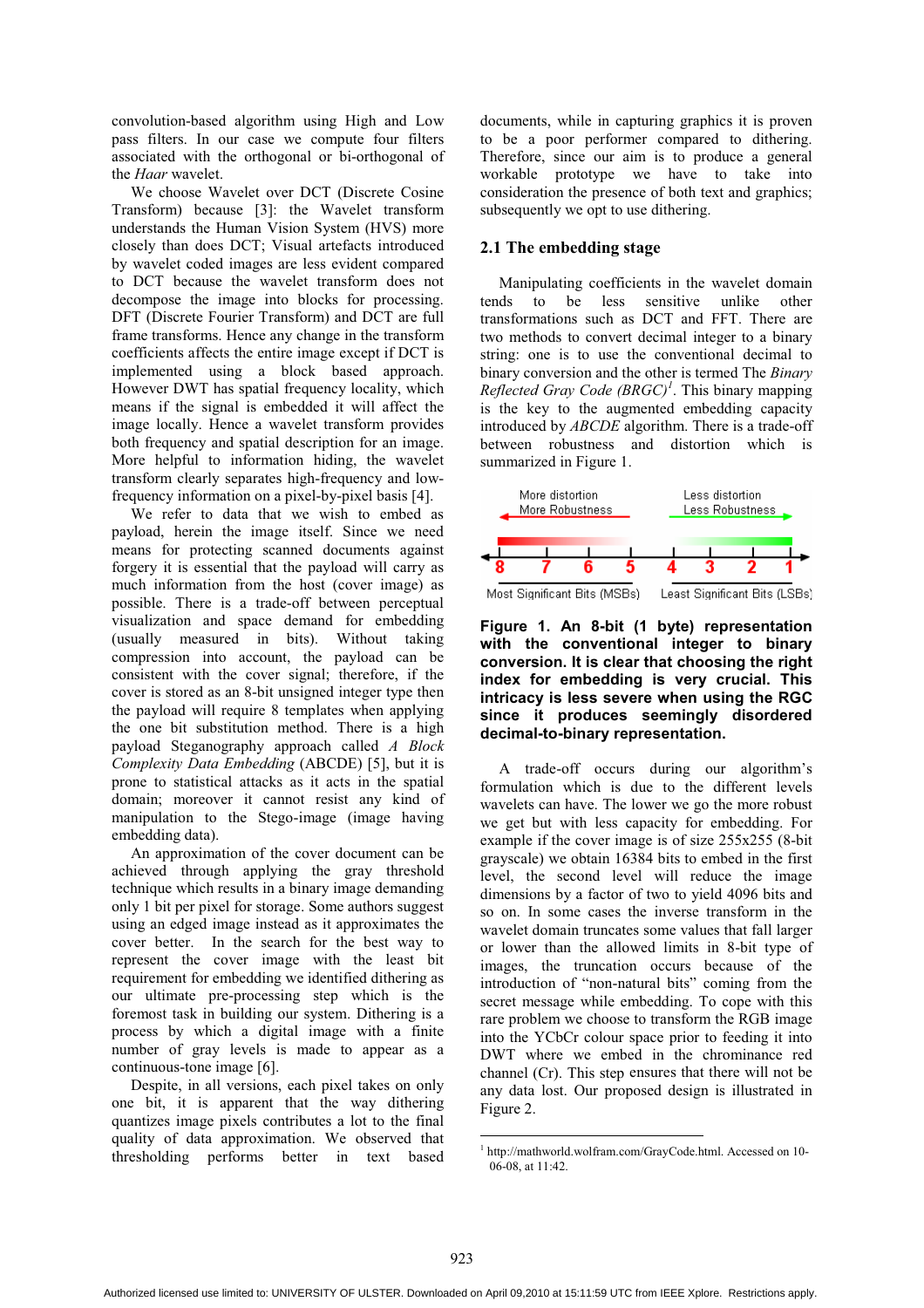convolution-based algorithm using High and Low pass filters. In our case we compute four filters associated with the orthogonal or bi-orthogonal of the *Haar* wavelet.

We choose Wavelet over DCT (Discrete Cosine Transform) because [3]: the Wavelet transform understands the Human Vision System (HVS) more closely than does DCT; Visual artefacts introduced by wavelet coded images are less evident compared to DCT because the wavelet transform does not decompose the image into blocks for processing. DFT (Discrete Fourier Transform) and DCT are full frame transforms. Hence any change in the transform coefficients affects the entire image except if DCT is implemented using a block based approach. However DWT has spatial frequency locality, which means if the signal is embedded it will affect the image locally. Hence a wavelet transform provides both frequency and spatial description for an image. More helpful to information hiding, the wavelet transform clearly separates high-frequency and low-frequency information on a pixel-by-pixel basis [4].

We refer to data that we wish to embed as payload, herein the image itself. Since we need means for protecting scanned documents against forgery it is essential that the payload will carry as much information from the host (cover image) as possible. There is a trade-off between perceptual visualization and space demand for embedding (usually measured in bits). Without taking compression into account, the payload can be consistent with the cover signal; therefore, if the cover is stored as an 8-bit unsigned integer type then the payload will require 8 templates when applying the one bit substitution method. There is a high payload Steganography approach called *A Block Complexity Data Embedding* (ABCDE) [5], but it is prone to statistical attacks as it acts in the spatial domain; moreover it cannot resist any kind of manipulation to the Stego-image (image having embedding data).

An approximation of the cover document can be achieved through applying the gray threshold technique which results in a binary image demanding only 1 bit per pixel for storage. Some authors suggest using an edged image instead as it approximates the cover better. In the search for the best way to represent the cover image with the least bit requirement for embedding we identified dithering as our ultimate pre-processing step which is the foremost task in building our system. Dithering is a process by which a digital image with a finite number of gray levels is made to appear as a continuous-tone image [6].

Despite, in all versions, each pixel takes on only one bit, it is apparent that the way dithering quantizes image pixels contributes a lot to the final quality of data approximation. We observed that thresholding performs better in text based documents, while in capturing graphics it is proven to be a poor performer compared to dithering. Therefore, since our aim is to produce a general workable prototype we have to take into consideration the presence of both text and graphics; subsequently we opt to use dithering.

## 2.1 The embedding stage

Manipulating coefficients in the wavelet domain tends to be less sensitive unlike other transformations such as DCT and FFT. There are two methods to convert decimal integer to a binary string: one is to use the conventional decimal to binary conversion and the other is termed The *Binary Reflected Gray Code (BRGC)*[1]. This binary mapping is the key to the augmented embedding capacity introduced by *ABCDE* algorithm. There is a trade-off between robustness and distortion which is summarized in Figure 1.

More distortion More Robustness | Less distortion Less Robustness

8 7 6 5 4 3 2 1

Most Significant Bits (MSBs) | Least Significant Bits (LSBs)

**Figure 1. An 8-bit (1 byte) representation with the conventional integer to binary conversion. It is clear that choosing the right index for embedding is very crucial. This intricacy is less severe when using the RGC since it produces seemingly disordered decimal-to-binary representation.**

A trade-off occurs during our algorithm's formulation which is due to the different levels wavelets can have. The lower we go the more robust we get but with less capacity for embedding. For example if the cover image is of size 255x255 (8-bit grayscale) we obtain 16384 bits to embed in the first level, the second level will reduce the image dimensions by a factor of two to yield 4096 bits and so on. In some cases the inverse transform in the wavelet domain truncates some values that fall larger or lower than the allowed limits in 8-bit type of images, the truncation occurs because of the introduction of "non-natural bits" coming from the secret message while embedding. To cope with this rare problem we choose to transform the RGB image into the YCbCr colour space prior to feeding it into DWT where we embed in the chrominance red channel (Cr). This step ensures that there will not be any data lost. Our proposed design is illustrated in Figure 2.

[1] http://mathworld.wolfram.com/GrayCode.html. Accessed on 10-06-08, at 11:42.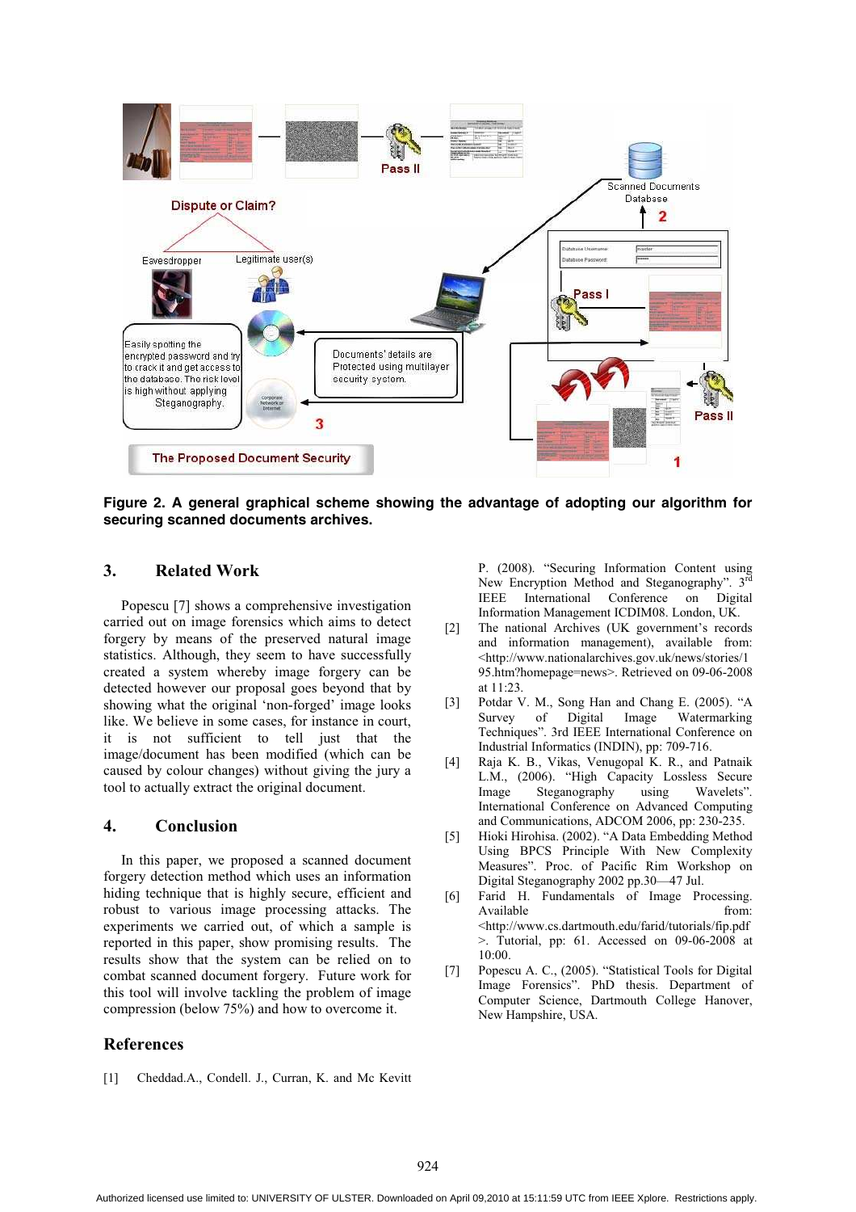Figure 2. A general graphical scheme showing the advantage of adopting our algorithm for securing scanned documents archives.

## 3. Related Work

Popescu [7] shows a comprehensive investigation carried out on image forensics which aims to detect forgery by means of the preserved natural image statistics. Although, they seem to have successfully created a system whereby image forgery can be detected however our proposal goes beyond that by showing what the original 'non-forged' image looks like. We believe in some cases, for instance in court, it is not sufficient to tell just that the image/document has been modified (which can be caused by colour changes) without giving the jury a tool to actually extract the original document.

## 4. Conclusion

In this paper, we proposed a scanned document forgery detection method which uses an information hiding technique that is highly secure, efficient and robust to various image processing attacks. The experiments we carried out, of which a sample is reported in this paper, show promising results. The results show that the system can be relied on to combat scanned document forgery. Future work for this tool will involve tackling the problem of image compression (below 75%) and how to overcome it.

## References

[1] Cheddad.A., Condell. J., Curran, K. and Mc Kevitt P. (2008). "Securing Information Content using New Encryption Method and Steganography". 3rd IEEE International Conference on Digital Information Management ICDIM08. London, UK.

[2] The national Archives (UK government's records and information management), available from: <http://www.nationalarchives.gov.uk/news/stories/195.htm?homepage=news>. Retrieved on 09-06-2008 at 11:23.

[3] Potdar V. M., Song Han and Chang E. (2005). "A Survey of Digital Image Watermarking Techniques". 3rd IEEE International Conference on Industrial Informatics (INDIN), pp: 709-716.

[4] Raja K. B., Vikas, Venugopal K. R., and Patnaik L.M., (2006). "High Capacity Lossless Secure Image Steganography using Wavelets". International Conference on Advanced Computing and Communications, ADCOM 2006, pp: 230-235.

[5] Hioki Hirohisa. (2002). "A Data Embedding Method Using BPCS Principle With New Complexity Measures". Proc. of Pacific Rim Workshop on Digital Steganography 2002 pp.30—47 Jul.

[6] Farid H. Fundamentals of Image Processing. Available from: <http://www.cs.dartmouth.edu/farid/tutorials/fip.pdf>. Tutorial, pp: 61. Accessed on 09-06-2008 at 10:00.

[7] Popescu A. C., (2005). "Statistical Tools for Digital Image Forensics". PhD thesis. Department of Computer Science, Dartmouth College Hanover, New Hampshire, USA.